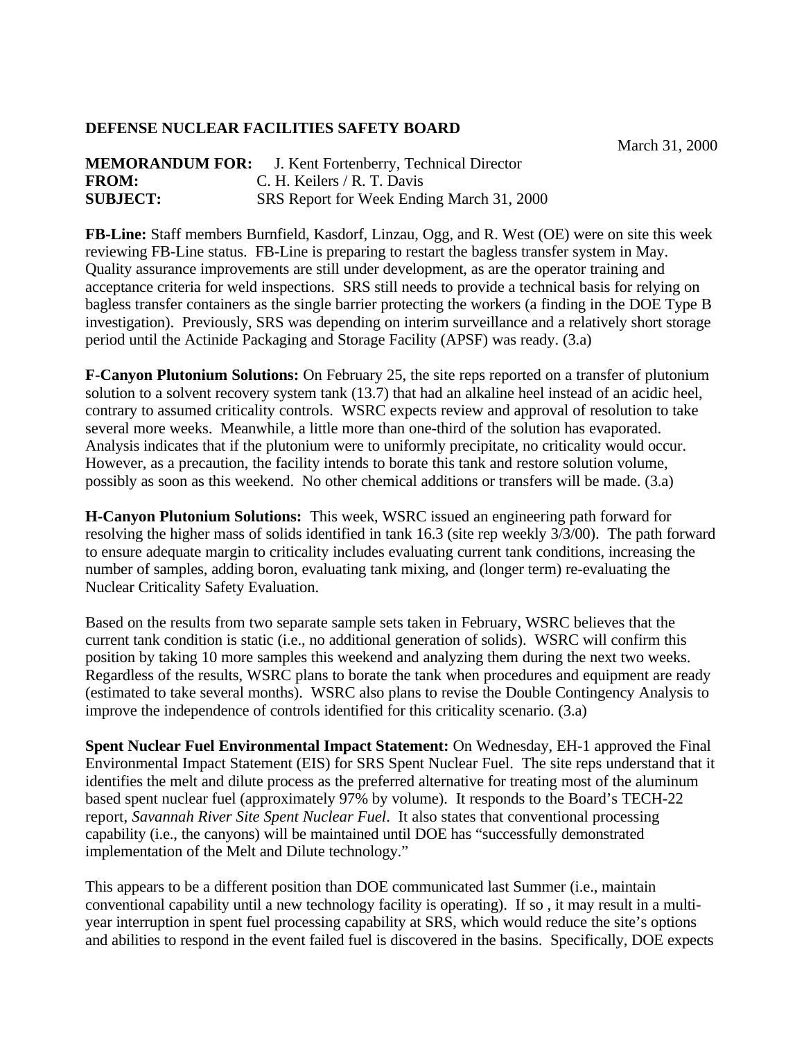**DEFENSE NUCLEAR FACILITIES SAFETY BOARD**

March 31, 2000

**MEMORANDUM FOR:** J. Kent Fortenberry, Technical Director
**FROM:** C. H. Keilers / R. T. Davis
**SUBJECT:** SRS Report for Week Ending March 31, 2000

**FB-Line:** Staff members Burnfield, Kasdorf, Linzau, Ogg, and R. West (OE) were on site this week reviewing FB-Line status. FB-Line is preparing to restart the bagless transfer system in May. Quality assurance improvements are still under development, as are the operator training and acceptance criteria for weld inspections. SRS still needs to provide a technical basis for relying on bagless transfer containers as the single barrier protecting the workers (a finding in the DOE Type B investigation). Previously, SRS was depending on interim surveillance and a relatively short storage period until the Actinide Packaging and Storage Facility (APSF) was ready. (3.a)

**F-Canyon Plutonium Solutions:** On February 25, the site reps reported on a transfer of plutonium solution to a solvent recovery system tank (13.7) that had an alkaline heel instead of an acidic heel, contrary to assumed criticality controls. WSRC expects review and approval of resolution to take several more weeks. Meanwhile, a little more than one-third of the solution has evaporated. Analysis indicates that if the plutonium were to uniformly precipitate, no criticality would occur. However, as a precaution, the facility intends to borate this tank and restore solution volume, possibly as soon as this weekend. No other chemical additions or transfers will be made. (3.a)

**H-Canyon Plutonium Solutions:** This week, WSRC issued an engineering path forward for resolving the higher mass of solids identified in tank 16.3 (site rep weekly 3/3/00). The path forward to ensure adequate margin to criticality includes evaluating current tank conditions, increasing the number of samples, adding boron, evaluating tank mixing, and (longer term) re-evaluating the Nuclear Criticality Safety Evaluation.

Based on the results from two separate sample sets taken in February, WSRC believes that the current tank condition is static (i.e., no additional generation of solids). WSRC will confirm this position by taking 10 more samples this weekend and analyzing them during the next two weeks. Regardless of the results, WSRC plans to borate the tank when procedures and equipment are ready (estimated to take several months). WSRC also plans to revise the Double Contingency Analysis to improve the independence of controls identified for this criticality scenario. (3.a)

**Spent Nuclear Fuel Environmental Impact Statement:** On Wednesday, EH-1 approved the Final Environmental Impact Statement (EIS) for SRS Spent Nuclear Fuel. The site reps understand that it identifies the melt and dilute process as the preferred alternative for treating most of the aluminum based spent nuclear fuel (approximately 97% by volume). It responds to the Board's TECH-22 report, *Savannah River Site Spent Nuclear Fuel*. It also states that conventional processing capability (i.e., the canyons) will be maintained until DOE has "successfully demonstrated implementation of the Melt and Dilute technology."

This appears to be a different position than DOE communicated last Summer (i.e., maintain conventional capability until a new technology facility is operating). If so , it may result in a multi-year interruption in spent fuel processing capability at SRS, which would reduce the site's options and abilities to respond in the event failed fuel is discovered in the basins. Specifically, DOE expects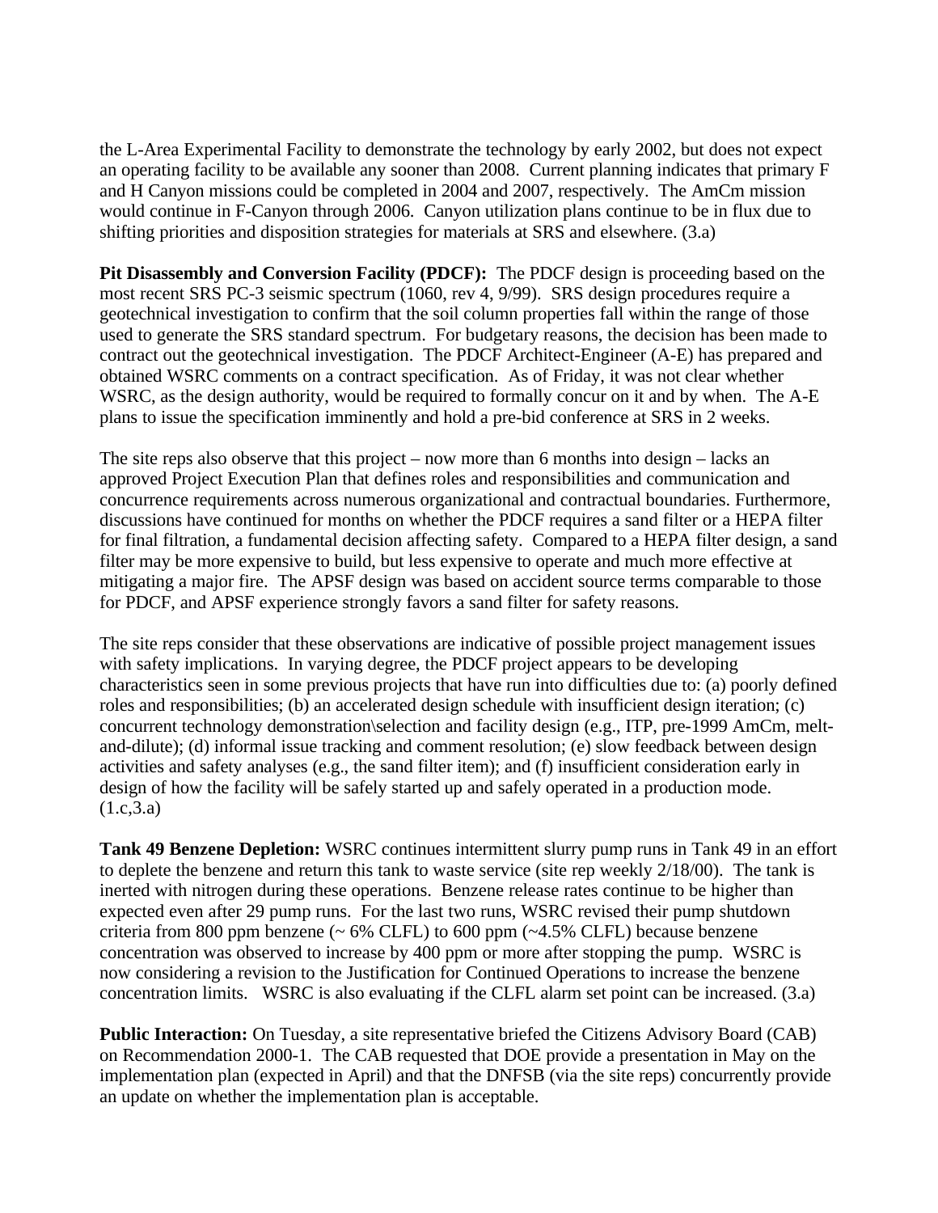the L-Area Experimental Facility to demonstrate the technology by early 2002, but does not expect an operating facility to be available any sooner than 2008. Current planning indicates that primary F and H Canyon missions could be completed in 2004 and 2007, respectively. The AmCm mission would continue in F-Canyon through 2006. Canyon utilization plans continue to be in flux due to shifting priorities and disposition strategies for materials at SRS and elsewhere. (3.a)

**Pit Disassembly and Conversion Facility (PDCF):** The PDCF design is proceeding based on the most recent SRS PC-3 seismic spectrum (1060, rev 4, 9/99). SRS design procedures require a geotechnical investigation to confirm that the soil column properties fall within the range of those used to generate the SRS standard spectrum. For budgetary reasons, the decision has been made to contract out the geotechnical investigation. The PDCF Architect-Engineer (A-E) has prepared and obtained WSRC comments on a contract specification. As of Friday, it was not clear whether WSRC, as the design authority, would be required to formally concur on it and by when. The A-E plans to issue the specification imminently and hold a pre-bid conference at SRS in 2 weeks.

The site reps also observe that this project – now more than 6 months into design – lacks an approved Project Execution Plan that defines roles and responsibilities and communication and concurrence requirements across numerous organizational and contractual boundaries. Furthermore, discussions have continued for months on whether the PDCF requires a sand filter or a HEPA filter for final filtration, a fundamental decision affecting safety. Compared to a HEPA filter design, a sand filter may be more expensive to build, but less expensive to operate and much more effective at mitigating a major fire. The APSF design was based on accident source terms comparable to those for PDCF, and APSF experience strongly favors a sand filter for safety reasons.

The site reps consider that these observations are indicative of possible project management issues with safety implications. In varying degree, the PDCF project appears to be developing characteristics seen in some previous projects that have run into difficulties due to: (a) poorly defined roles and responsibilities; (b) an accelerated design schedule with insufficient design iteration; (c) concurrent technology demonstration\selection and facility design (e.g., ITP, pre-1999 AmCm, melt-and-dilute); (d) informal issue tracking and comment resolution; (e) slow feedback between design activities and safety analyses (e.g., the sand filter item); and (f) insufficient consideration early in design of how the facility will be safely started up and safely operated in a production mode. (1.c,3.a)

**Tank 49 Benzene Depletion:** WSRC continues intermittent slurry pump runs in Tank 49 in an effort to deplete the benzene and return this tank to waste service (site rep weekly 2/18/00). The tank is inerted with nitrogen during these operations. Benzene release rates continue to be higher than expected even after 29 pump runs. For the last two runs, WSRC revised their pump shutdown criteria from 800 ppm benzene (~ 6% CLFL) to 600 ppm (~4.5% CLFL) because benzene concentration was observed to increase by 400 ppm or more after stopping the pump. WSRC is now considering a revision to the Justification for Continued Operations to increase the benzene concentration limits. WSRC is also evaluating if the CLFL alarm set point can be increased. (3.a)

**Public Interaction:** On Tuesday, a site representative briefed the Citizens Advisory Board (CAB) on Recommendation 2000-1. The CAB requested that DOE provide a presentation in May on the implementation plan (expected in April) and that the DNFSB (via the site reps) concurrently provide an update on whether the implementation plan is acceptable.